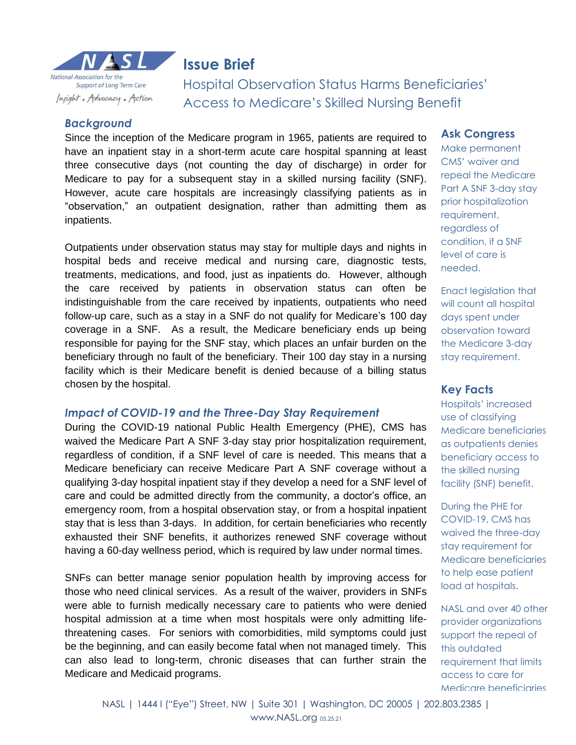National Association for the Support of Long Term Care

*Insight • Advocacy • Action*

# Issue Brief

## Hospital Observation Status Harms Beneficiaries' Access to Medicare's Skilled Nursing Benefit

### *Background*

Since the inception of the Medicare program in 1965, patients are required to have an inpatient stay in a short-term acute care hospital spanning at least three consecutive days (not counting the day of discharge) in order for Medicare to pay for a subsequent stay in a skilled nursing facility (SNF). However, acute care hospitals are increasingly classifying patients as in "observation," an outpatient designation, rather than admitting them as inpatients.

Outpatients under observation status may stay for multiple days and nights in hospital beds and receive medical and nursing care, diagnostic tests, treatments, medications, and food, just as inpatients do. However, although the care received by patients in observation status can often be indistinguishable from the care received by inpatients, outpatients who need follow-up care, such as a stay in a SNF do not qualify for Medicare's 100 day coverage in a SNF. As a result, the Medicare beneficiary ends up being responsible for paying for the SNF stay, which places an unfair burden on the beneficiary through no fault of the beneficiary. Their 100 day stay in a nursing facility which is their Medicare benefit is denied because of a billing status chosen by the hospital.

### *Impact of COVID-19 and the Three-Day Stay Requirement*

During the COVID-19 national Public Health Emergency (PHE), CMS has waived the Medicare Part A SNF 3-day stay prior hospitalization requirement, regardless of condition, if a SNF level of care is needed. This means that a Medicare beneficiary can receive Medicare Part A SNF coverage without a qualifying 3-day hospital inpatient stay if they develop a need for a SNF level of care and could be admitted directly from the community, a doctor's office, an emergency room, from a hospital observation stay, or from a hospital inpatient stay that is less than 3-days. In addition, for certain beneficiaries who recently exhausted their SNF benefits, it authorizes renewed SNF coverage without having a 60-day wellness period, which is required by law under normal times.

SNFs can better manage senior population health by improving access for those who need clinical services. As a result of the waiver, providers in SNFs were able to furnish medically necessary care to patients who were denied hospital admission at a time when most hospitals were only admitting life-threatening cases. For seniors with comorbidities, mild symptoms could just be the beginning, and can easily become fatal when not managed timely. This can also lead to long-term, chronic diseases that can further strain the Medicare and Medicaid programs.

### Ask Congress

Make permanent CMS' waiver and repeal the Medicare Part A SNF 3-day stay prior hospitalization requirement, regardless of condition, if a SNF level of care is needed.

Enact legislation that will count all hospital days spent under observation toward the Medicare 3-day stay requirement.

### Key Facts

Hospitals' increased use of classifying Medicare beneficiaries as outpatients denies beneficiary access to the skilled nursing facility (SNF) benefit.

During the PHE for COVID-19, CMS has waived the three-day stay requirement for Medicare beneficiaries to help ease patient load at hospitals.

NASL and over 40 other provider organizations support the repeal of this outdated requirement that limits access to care for Medicare beneficiaries

NASL | 1444 I ("Eye") Street, NW | Suite 301 | Washington, DC 20005 | 202.803.2385 | www.NASL.org 05.25.21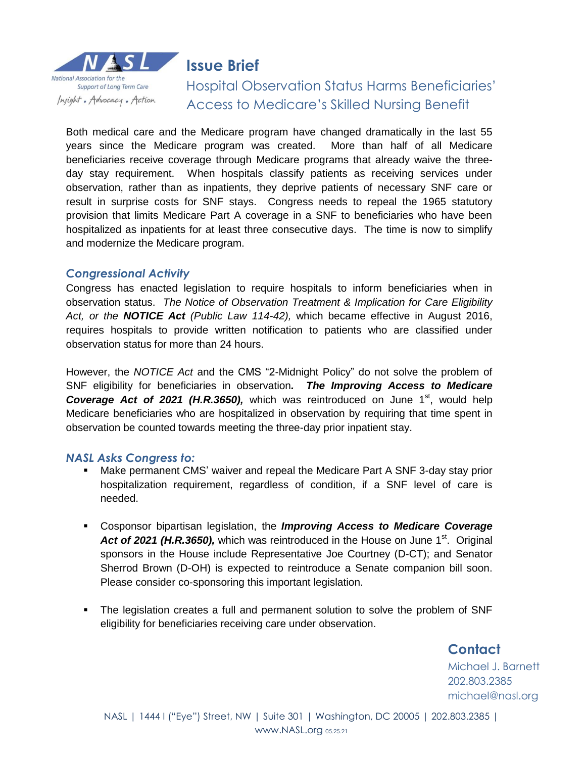# Issue Brief

## Hospital Observation Status Harms Beneficiaries' Access to Medicare's Skilled Nursing Benefit

Both medical care and the Medicare program have changed dramatically in the last 55 years since the Medicare program was created. More than half of all Medicare beneficiaries receive coverage through Medicare programs that already waive the three-day stay requirement. When hospitals classify patients as receiving services under observation, rather than as inpatients, they deprive patients of necessary SNF care or result in surprise costs for SNF stays. Congress needs to repeal the 1965 statutory provision that limits Medicare Part A coverage in a SNF to beneficiaries who have been hospitalized as inpatients for at least three consecutive days. The time is now to simplify and modernize the Medicare program.

### *Congressional Activity*

Congress has enacted legislation to require hospitals to inform beneficiaries when in observation status. *The Notice of Observation Treatment & Implication for Care Eligibility Act, or the* ***NOTICE Act*** *(Public Law 114-42),* which became effective in August 2016, requires hospitals to provide written notification to patients who are classified under observation status for more than 24 hours.

However, the *NOTICE Act* and the CMS "2-Midnight Policy" do not solve the problem of SNF eligibility for beneficiaries in observation***.*** ***The Improving Access to Medicare Coverage Act of 2021 (H.R.3650),*** which was reintroduced on June 1st, would help Medicare beneficiaries who are hospitalized in observation by requiring that time spent in observation be counted towards meeting the three-day prior inpatient stay.

### *NASL Asks Congress to:*

- Make permanent CMS' waiver and repeal the Medicare Part A SNF 3-day stay prior hospitalization requirement, regardless of condition, if a SNF level of care is needed.

- Cosponsor bipartisan legislation, the ***Improving Access to Medicare Coverage Act of 2021 (H.R.3650),*** which was reintroduced in the House on June 1st. Original sponsors in the House include Representative Joe Courtney (D-CT); and Senator Sherrod Brown (D-OH) is expected to reintroduce a Senate companion bill soon. Please consider co-sponsoring this important legislation.

- The legislation creates a full and permanent solution to solve the problem of SNF eligibility for beneficiaries receiving care under observation.

### Contact

Michael J. Barnett
202.803.2385
michael@nasl.org

NASL | 1444 I ("Eye") Street, NW | Suite 301 | Washington, DC 20005 | 202.803.2385 | www.NASL.org 05.25.21